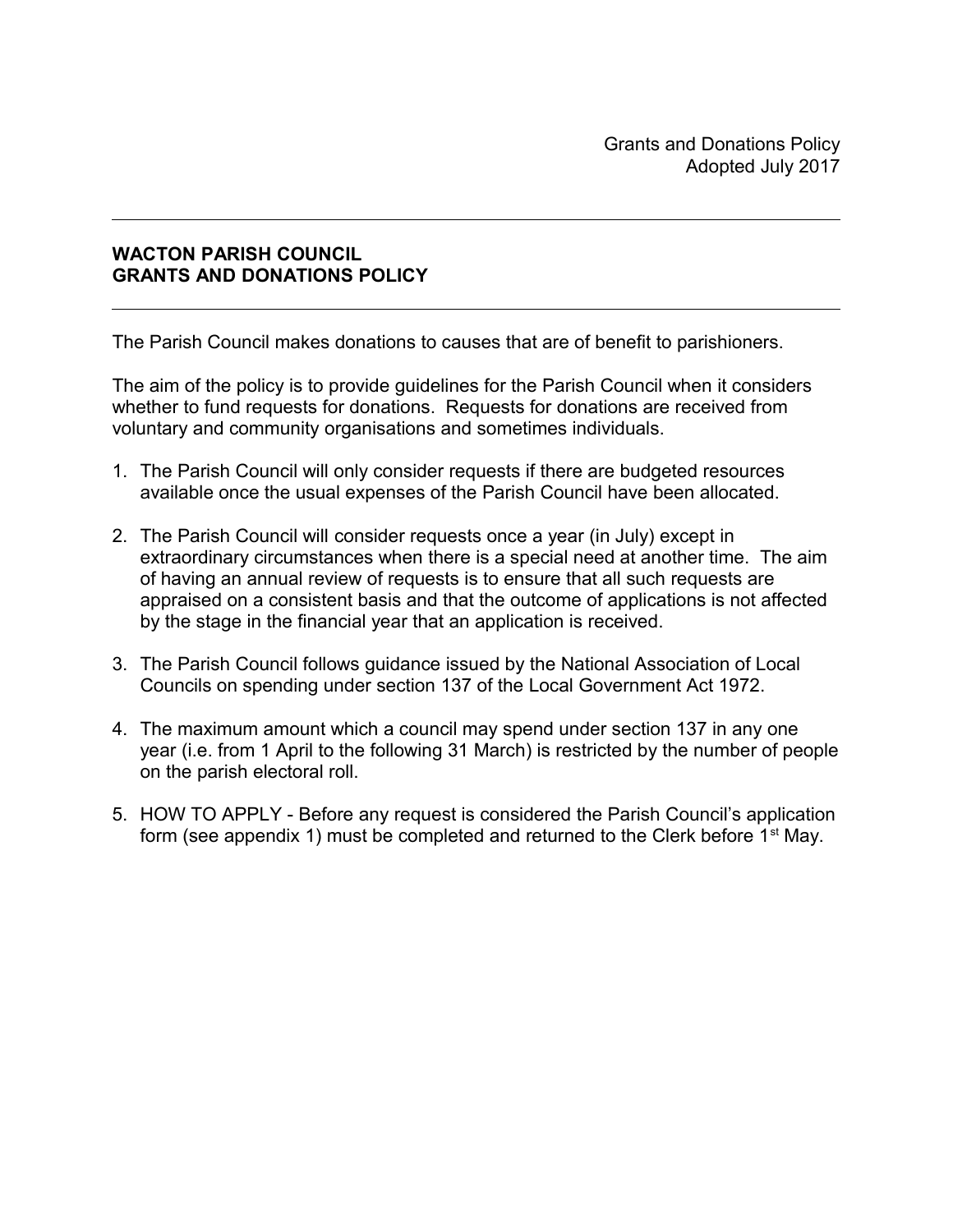Grants and Donations Policy
Adopted July 2017

---

**WACTON PARISH COUNCIL**
**GRANTS AND DONATIONS POLICY**

---

The Parish Council makes donations to causes that are of benefit to parishioners.

The aim of the policy is to provide guidelines for the Parish Council when it considers whether to fund requests for donations. Requests for donations are received from voluntary and community organisations and sometimes individuals.

1. The Parish Council will only consider requests if there are budgeted resources available once the usual expenses of the Parish Council have been allocated.

2. The Parish Council will consider requests once a year (in July) except in extraordinary circumstances when there is a special need at another time. The aim of having an annual review of requests is to ensure that all such requests are appraised on a consistent basis and that the outcome of applications is not affected by the stage in the financial year that an application is received.

3. The Parish Council follows guidance issued by the National Association of Local Councils on spending under section 137 of the Local Government Act 1972.

4. The maximum amount which a council may spend under section 137 in any one year (i.e. from 1 April to the following 31 March) is restricted by the number of people on the parish electoral roll.

5. HOW TO APPLY - Before any request is considered the Parish Council's application form (see appendix 1) must be completed and returned to the Clerk before 1st May.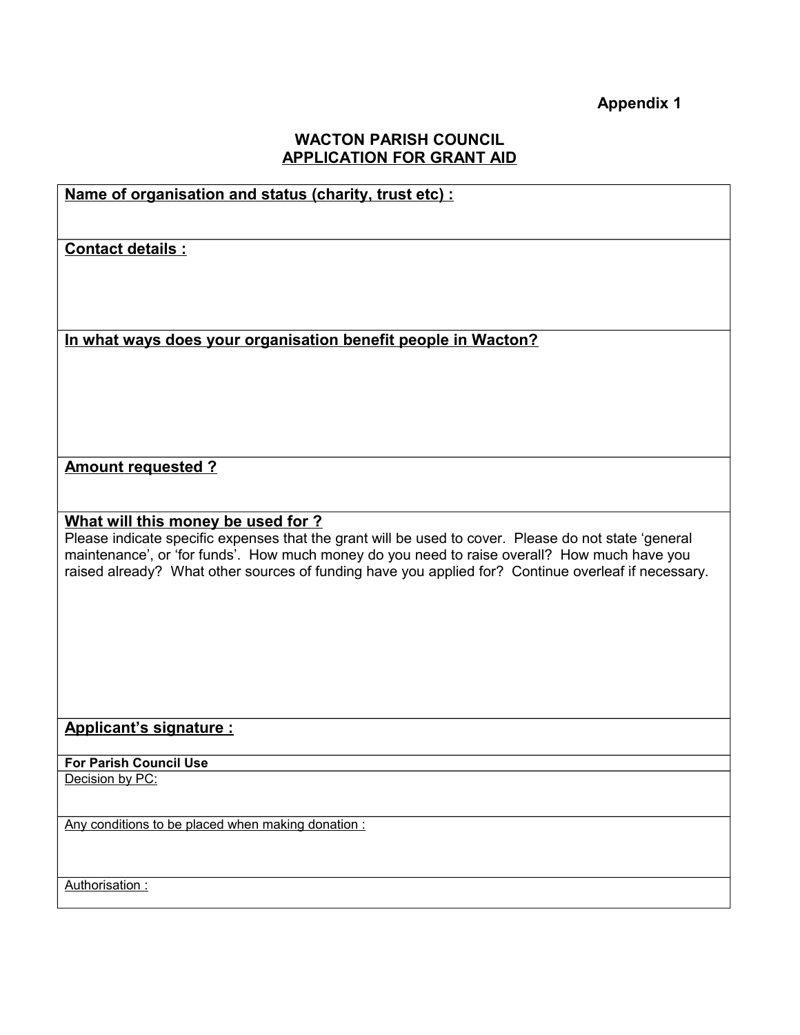**Appendix 1**

# WACTON PARISH COUNCIL
## APPLICATION FOR GRANT AID

| |
|---|
| **Name of organisation and status (charity, trust etc) :** |
| **Contact details :** |
| **In what ways does your organisation benefit people in Wacton?** |
| **Amount requested ?** |
| **What will this money be used for ?**<br>Please indicate specific expenses that the grant will be used to cover. Please do not state 'general maintenance', or 'for funds'. How much money do you need to raise overall? How much have you raised already? What other sources of funding have you applied for? Continue overleaf if necessary. |
| **Applicant's signature :** |
| **For Parish Council Use** |
| Decision by PC: |
| Any conditions to be placed when making donation : |
| Authorisation : |